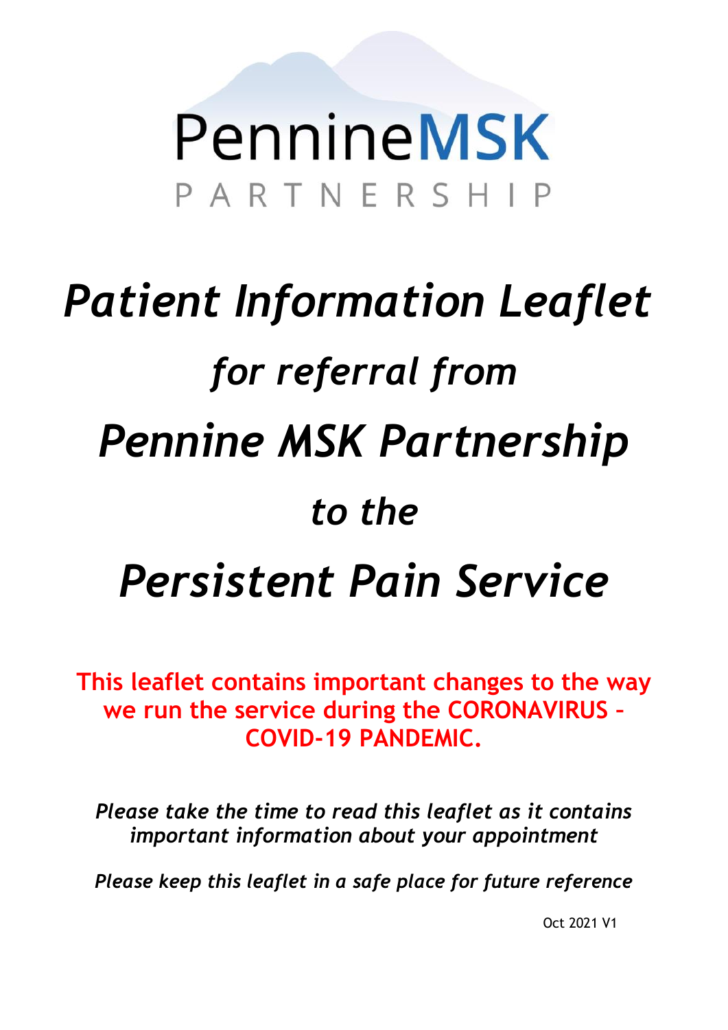PennineMSK

PARTNERSHIP

# *Patient Information Leaflet*

## *for referral from*

# *Pennine MSK Partnership*

## *to the*

# *Persistent Pain Service*

**This leaflet contains important changes to the way we run the service during the CORONAVIRUS – COVID-19 PANDEMIC.**

*Please take the time to read this leaflet as it contains important information about your appointment*

*Please keep this leaflet in a safe place for future reference*

Oct 2021 V1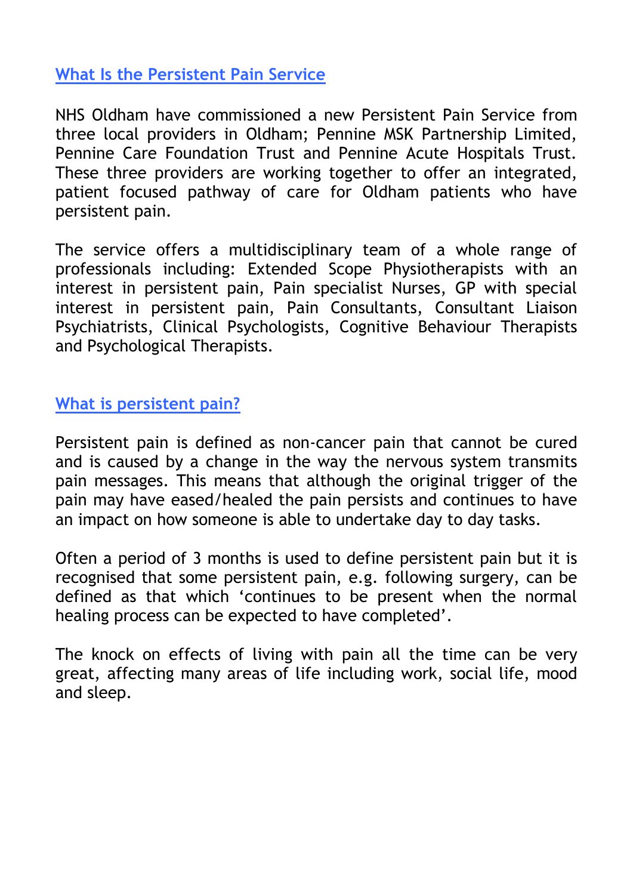## What Is the Persistent Pain Service

NHS Oldham have commissioned a new Persistent Pain Service from three local providers in Oldham; Pennine MSK Partnership Limited, Pennine Care Foundation Trust and Pennine Acute Hospitals Trust. These three providers are working together to offer an integrated, patient focused pathway of care for Oldham patients who have persistent pain.

The service offers a multidisciplinary team of a whole range of professionals including: Extended Scope Physiotherapists with an interest in persistent pain, Pain specialist Nurses, GP with special interest in persistent pain, Pain Consultants, Consultant Liaison Psychiatrists, Clinical Psychologists, Cognitive Behaviour Therapists and Psychological Therapists.

## What is persistent pain?

Persistent pain is defined as non-cancer pain that cannot be cured and is caused by a change in the way the nervous system transmits pain messages. This means that although the original trigger of the pain may have eased/healed the pain persists and continues to have an impact on how someone is able to undertake day to day tasks.

Often a period of 3 months is used to define persistent pain but it is recognised that some persistent pain, e.g. following surgery, can be defined as that which 'continues to be present when the normal healing process can be expected to have completed'.

The knock on effects of living with pain all the time can be very great, affecting many areas of life including work, social life, mood and sleep.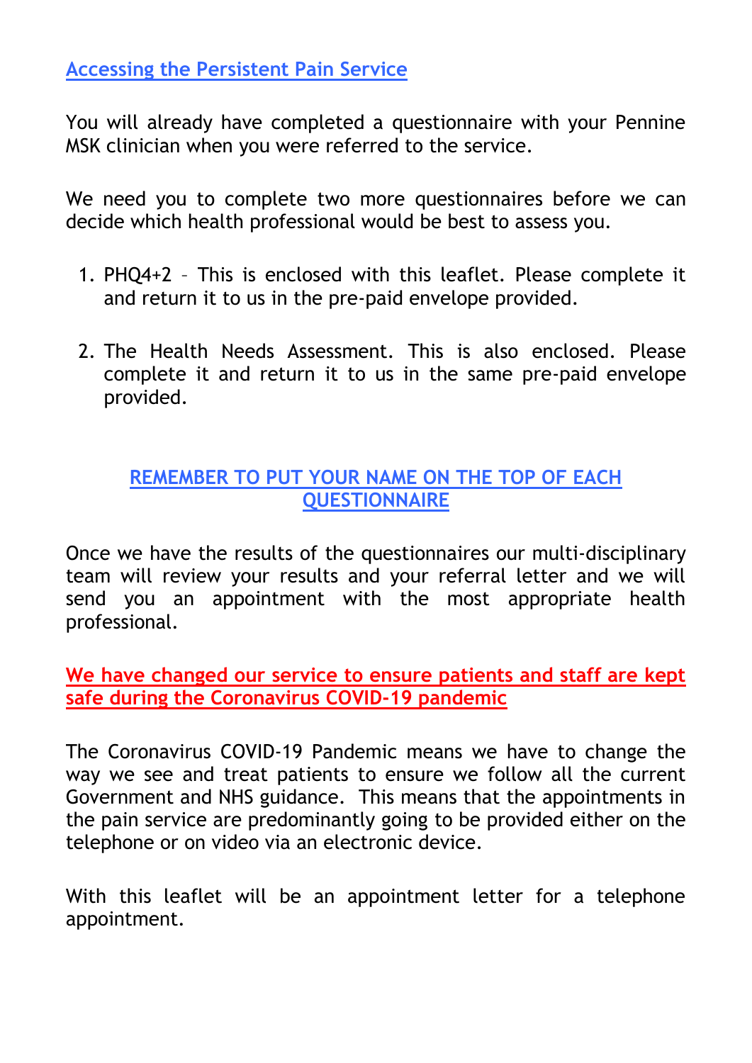## Accessing the Persistent Pain Service

You will already have completed a questionnaire with your Pennine MSK clinician when you were referred to the service.

We need you to complete two more questionnaires before we can decide which health professional would be best to assess you.

1. PHQ4+2 – This is enclosed with this leaflet. Please complete it and return it to us in the pre-paid envelope provided.

2. The Health Needs Assessment. This is also enclosed. Please complete it and return it to us in the same pre-paid envelope provided.

**REMEMBER TO PUT YOUR NAME ON THE TOP OF EACH QUESTIONNAIRE**

Once we have the results of the questionnaires our multi-disciplinary team will review your results and your referral letter and we will send you an appointment with the most appropriate health professional.

**We have changed our service to ensure patients and staff are kept safe during the Coronavirus COVID-19 pandemic**

The Coronavirus COVID-19 Pandemic means we have to change the way we see and treat patients to ensure we follow all the current Government and NHS guidance. This means that the appointments in the pain service are predominantly going to be provided either on the telephone or on video via an electronic device.

With this leaflet will be an appointment letter for a telephone appointment.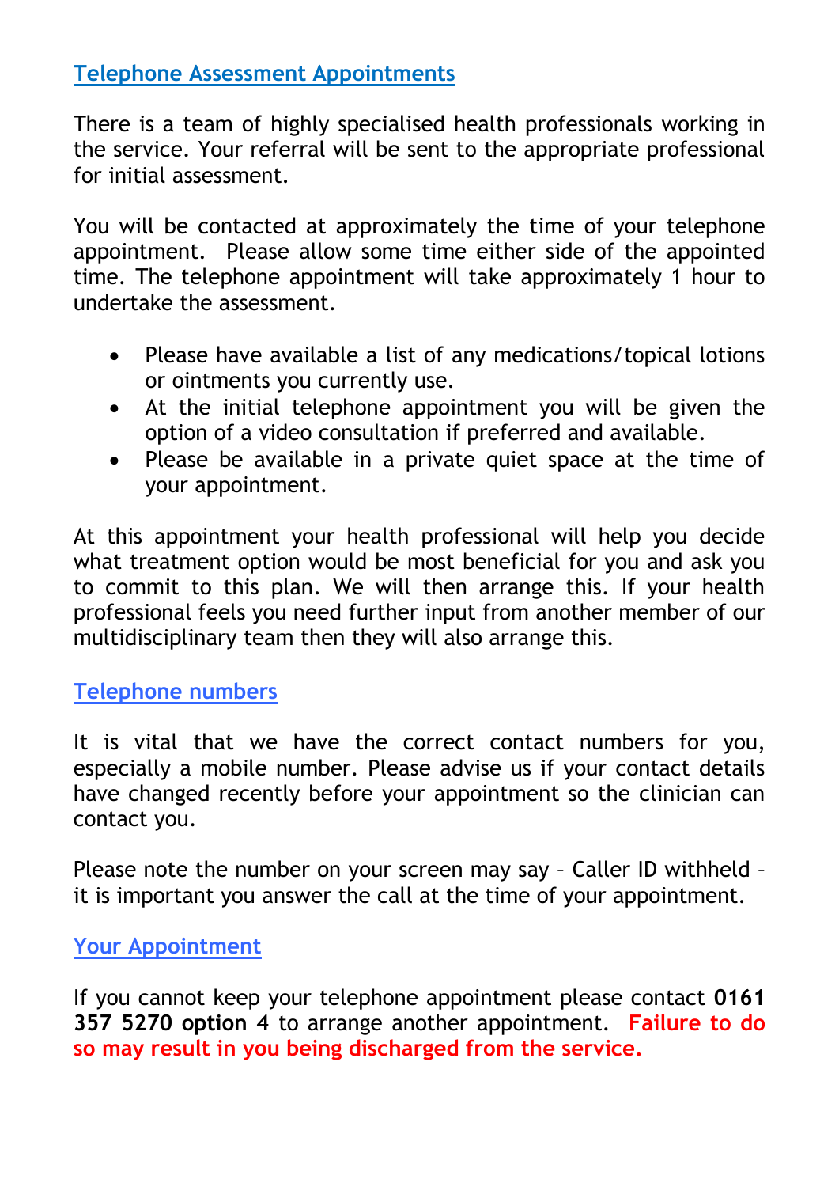## Telephone Assessment Appointments

There is a team of highly specialised health professionals working in the service. Your referral will be sent to the appropriate professional for initial assessment.

You will be contacted at approximately the time of your telephone appointment. Please allow some time either side of the appointed time. The telephone appointment will take approximately 1 hour to undertake the assessment.

- Please have available a list of any medications/topical lotions or ointments you currently use.
- At the initial telephone appointment you will be given the option of a video consultation if preferred and available.
- Please be available in a private quiet space at the time of your appointment.

At this appointment your health professional will help you decide what treatment option would be most beneficial for you and ask you to commit to this plan. We will then arrange this. If your health professional feels you need further input from another member of our multidisciplinary team then they will also arrange this.

## Telephone numbers

It is vital that we have the correct contact numbers for you, especially a mobile number. Please advise us if your contact details have changed recently before your appointment so the clinician can contact you.

Please note the number on your screen may say – Caller ID withheld – it is important you answer the call at the time of your appointment.

## Your Appointment

If you cannot keep your telephone appointment please contact **0161 357 5270 option 4** to arrange another appointment. **Failure to do so may result in you being discharged from the service.**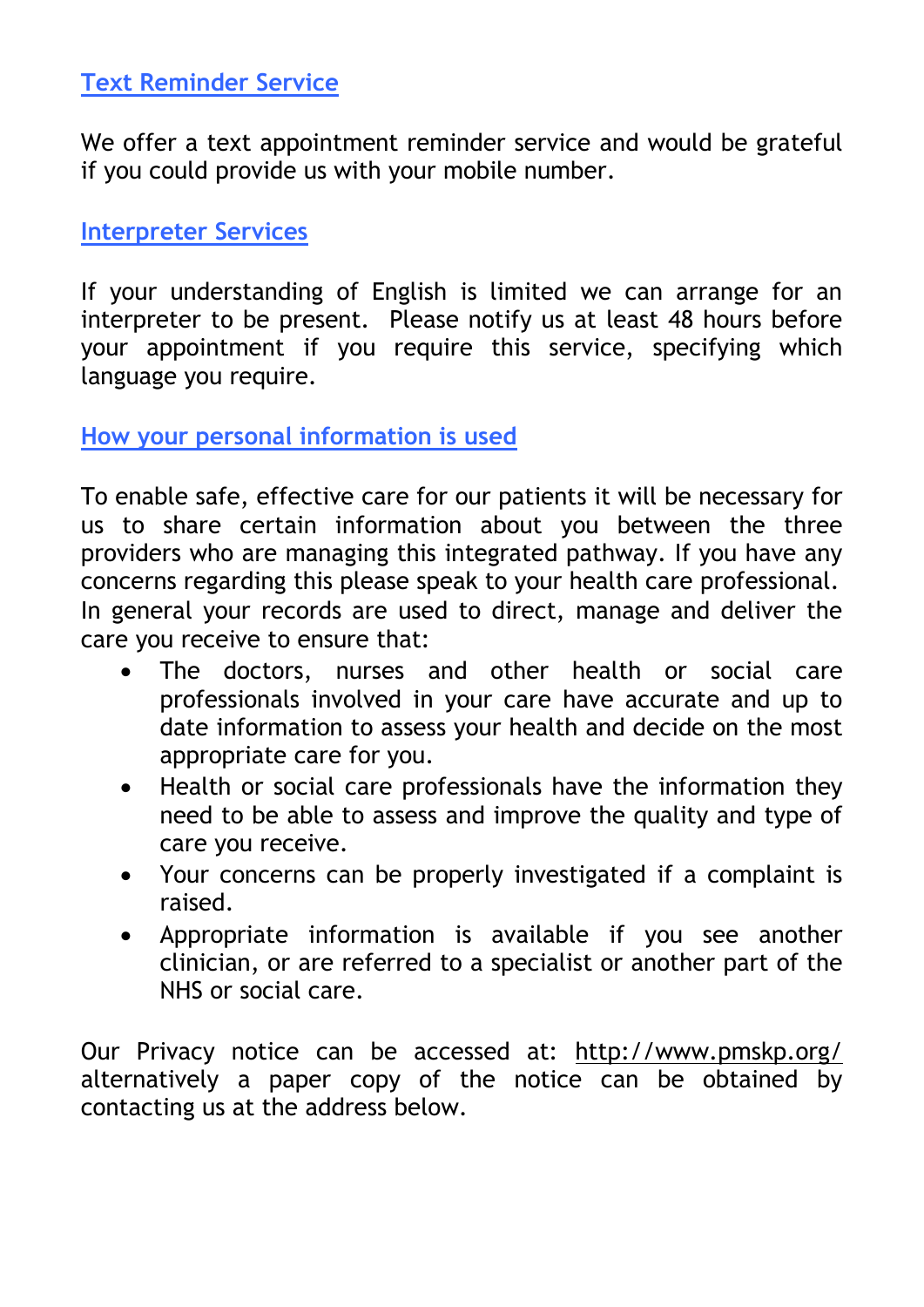## Text Reminder Service

We offer a text appointment reminder service and would be grateful if you could provide us with your mobile number.

## Interpreter Services

If your understanding of English is limited we can arrange for an interpreter to be present. Please notify us at least 48 hours before your appointment if you require this service, specifying which language you require.

## How your personal information is used

To enable safe, effective care for our patients it will be necessary for us to share certain information about you between the three providers who are managing this integrated pathway. If you have any concerns regarding this please speak to your health care professional. In general your records are used to direct, manage and deliver the care you receive to ensure that:

- The doctors, nurses and other health or social care professionals involved in your care have accurate and up to date information to assess your health and decide on the most appropriate care for you.
- Health or social care professionals have the information they need to be able to assess and improve the quality and type of care you receive.
- Your concerns can be properly investigated if a complaint is raised.
- Appropriate information is available if you see another clinician, or are referred to a specialist or another part of the NHS or social care.

Our Privacy notice can be accessed at: http://www.pmskp.org/ alternatively a paper copy of the notice can be obtained by contacting us at the address below.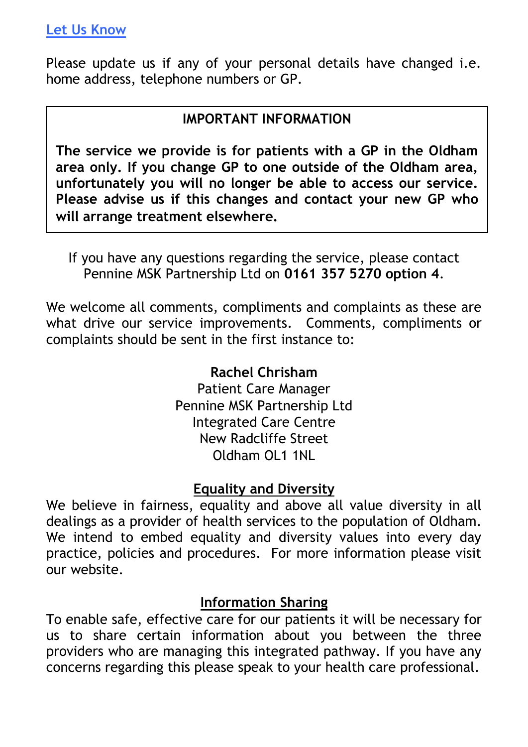## Let Us Know

Please update us if any of your personal details have changed i.e. home address, telephone numbers or GP.

**IMPORTANT INFORMATION**

**The service we provide is for patients with a GP in the Oldham area only. If you change GP to one outside of the Oldham area, unfortunately you will no longer be able to access our service. Please advise us if this changes and contact your new GP who will arrange treatment elsewhere.**

If you have any questions regarding the service, please contact Pennine MSK Partnership Ltd on **0161 357 5270 option 4**.

We welcome all comments, compliments and complaints as these are what drive our service improvements. Comments, compliments or complaints should be sent in the first instance to:

**Rachel Chrisham**
Patient Care Manager
Pennine MSK Partnership Ltd
Integrated Care Centre
New Radcliffe Street
Oldham OL1 1NL

## Equality and Diversity

We believe in fairness, equality and above all value diversity in all dealings as a provider of health services to the population of Oldham. We intend to embed equality and diversity values into every day practice, policies and procedures. For more information please visit our website.

## Information Sharing

To enable safe, effective care for our patients it will be necessary for us to share certain information about you between the three providers who are managing this integrated pathway. If you have any concerns regarding this please speak to your health care professional.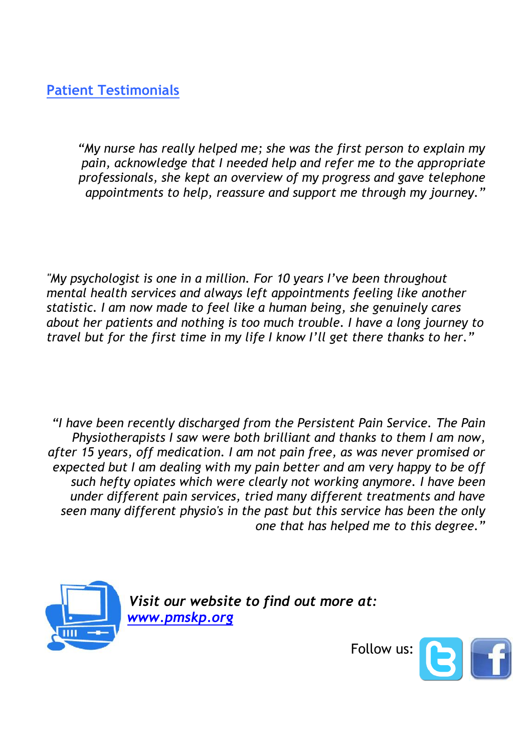## Patient Testimonials

*“My nurse has really helped me; she was the first person to explain my pain, acknowledge that I needed help and refer me to the appropriate professionals, she kept an overview of my progress and gave telephone appointments to help, reassure and support me through my journey.”*

*"My psychologist is one in a million. For 10 years I’ve been throughout mental health services and always left appointments feeling like another statistic. I am now made to feel like a human being, she genuinely cares about her patients and nothing is too much trouble. I have a long journey to travel but for the first time in my life I know I’ll get there thanks to her.”*

*“I have been recently discharged from the Persistent Pain Service. The Pain Physiotherapists I saw were both brilliant and thanks to them I am now, after 15 years, off medication. I am not pain free, as was never promised or expected but I am dealing with my pain better and am very happy to be off such hefty opiates which were clearly not working anymore. I have been under different pain services, tried many different treatments and have seen many different physio's in the past but this service has been the only one that has helped me to this degree.”*

***Visit our website to find out more at:***
***www.pmskp.org***

Follow us: